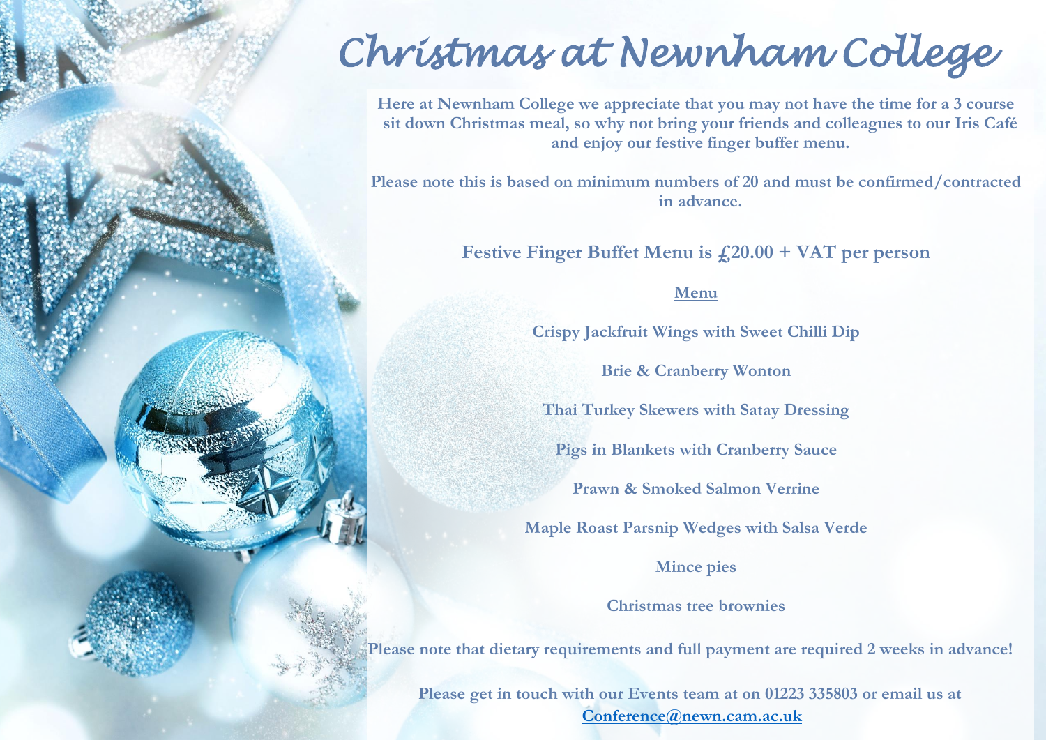# Christmas at Newnham College

**Here at Newnham College we appreciate that you may not have the time for a 3 course sit down Christmas meal, so why not bring your friends and colleagues to our Iris Café and enjoy our festive finger buffer menu.**

**Please note this is based on minimum numbers of 20 and must be confirmed/contracted in advance.**

## Festive Finger Buffet Menu is £20.00 + VAT per person

**Menu**

**Crispy Jackfruit Wings with Sweet Chilli Dip**

**Brie & Cranberry Wonton**

**Thai Turkey Skewers with Satay Dressing**

**Pigs in Blankets with Cranberry Sauce**

**Prawn & Smoked Salmon Verrine**

**Maple Roast Parsnip Wedges with Salsa Verde**

**Mince pies**

**Christmas tree brownies**

**Please note that dietary requirements and full payment are required 2 weeks in advance!**

**Please get in touch with our Events team at on 01223 335803 or email us at Conference@newn.cam.ac.uk**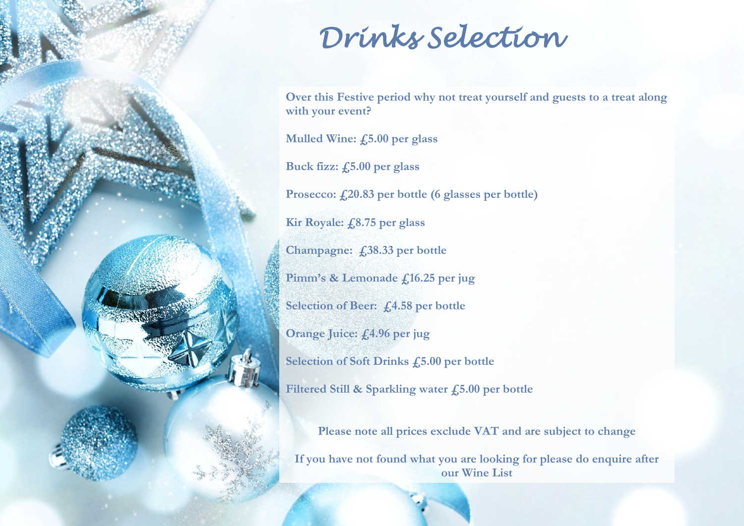# Drinks Selection

**Over this Festive period why not treat yourself and guests to a treat along with your event?**

**Mulled Wine: £5.00 per glass**

**Buck fizz: £5.00 per glass**

**Prosecco: £20.83 per bottle (6 glasses per bottle)**

**Kir Royale: £8.75 per glass**

**Champagne: £38.33 per bottle**

**Pimm's & Lemonade £16.25 per jug**

**Selection of Beer: £4.58 per bottle**

**Orange Juice: £4.96 per jug**

**Selection of Soft Drinks £5.00 per bottle**

**Filtered Still & Sparkling water £5.00 per bottle**

**Please note all prices exclude VAT and are subject to change**

**If you have not found what you are looking for please do enquire after our Wine List**